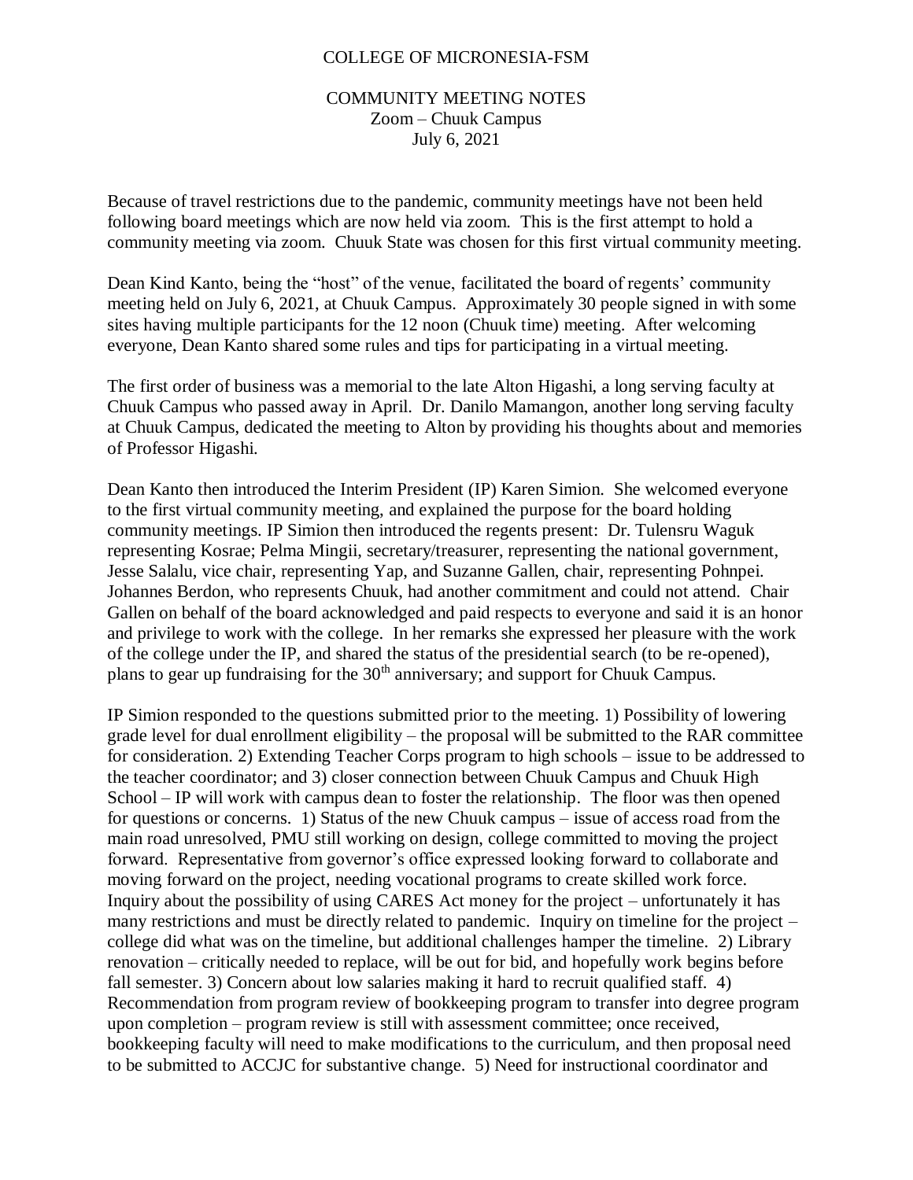# COLLEGE OF MICRONESIA-FSM

## COMMUNITY MEETING NOTES
Zoom – Chuuk Campus
July 6, 2021

Because of travel restrictions due to the pandemic, community meetings have not been held following board meetings which are now held via zoom. This is the first attempt to hold a community meeting via zoom. Chuuk State was chosen for this first virtual community meeting.

Dean Kind Kanto, being the "host" of the venue, facilitated the board of regents' community meeting held on July 6, 2021, at Chuuk Campus. Approximately 30 people signed in with some sites having multiple participants for the 12 noon (Chuuk time) meeting. After welcoming everyone, Dean Kanto shared some rules and tips for participating in a virtual meeting.

The first order of business was a memorial to the late Alton Higashi, a long serving faculty at Chuuk Campus who passed away in April. Dr. Danilo Mamangon, another long serving faculty at Chuuk Campus, dedicated the meeting to Alton by providing his thoughts about and memories of Professor Higashi.

Dean Kanto then introduced the Interim President (IP) Karen Simion. She welcomed everyone to the first virtual community meeting, and explained the purpose for the board holding community meetings. IP Simion then introduced the regents present: Dr. Tulensru Waguk representing Kosrae; Pelma Mingii, secretary/treasurer, representing the national government, Jesse Salalu, vice chair, representing Yap, and Suzanne Gallen, chair, representing Pohnpei. Johannes Berdon, who represents Chuuk, had another commitment and could not attend. Chair Gallen on behalf of the board acknowledged and paid respects to everyone and said it is an honor and privilege to work with the college. In her remarks she expressed her pleasure with the work of the college under the IP, and shared the status of the presidential search (to be re-opened), plans to gear up fundraising for the 30th anniversary; and support for Chuuk Campus.

IP Simion responded to the questions submitted prior to the meeting. 1) Possibility of lowering grade level for dual enrollment eligibility – the proposal will be submitted to the RAR committee for consideration. 2) Extending Teacher Corps program to high schools – issue to be addressed to the teacher coordinator; and 3) closer connection between Chuuk Campus and Chuuk High School – IP will work with campus dean to foster the relationship. The floor was then opened for questions or concerns. 1) Status of the new Chuuk campus – issue of access road from the main road unresolved, PMU still working on design, college committed to moving the project forward. Representative from governor's office expressed looking forward to collaborate and moving forward on the project, needing vocational programs to create skilled work force. Inquiry about the possibility of using CARES Act money for the project – unfortunately it has many restrictions and must be directly related to pandemic. Inquiry on timeline for the project – college did what was on the timeline, but additional challenges hamper the timeline. 2) Library renovation – critically needed to replace, will be out for bid, and hopefully work begins before fall semester. 3) Concern about low salaries making it hard to recruit qualified staff. 4) Recommendation from program review of bookkeeping program to transfer into degree program upon completion – program review is still with assessment committee; once received, bookkeeping faculty will need to make modifications to the curriculum, and then proposal need to be submitted to ACCJC for substantive change. 5) Need for instructional coordinator and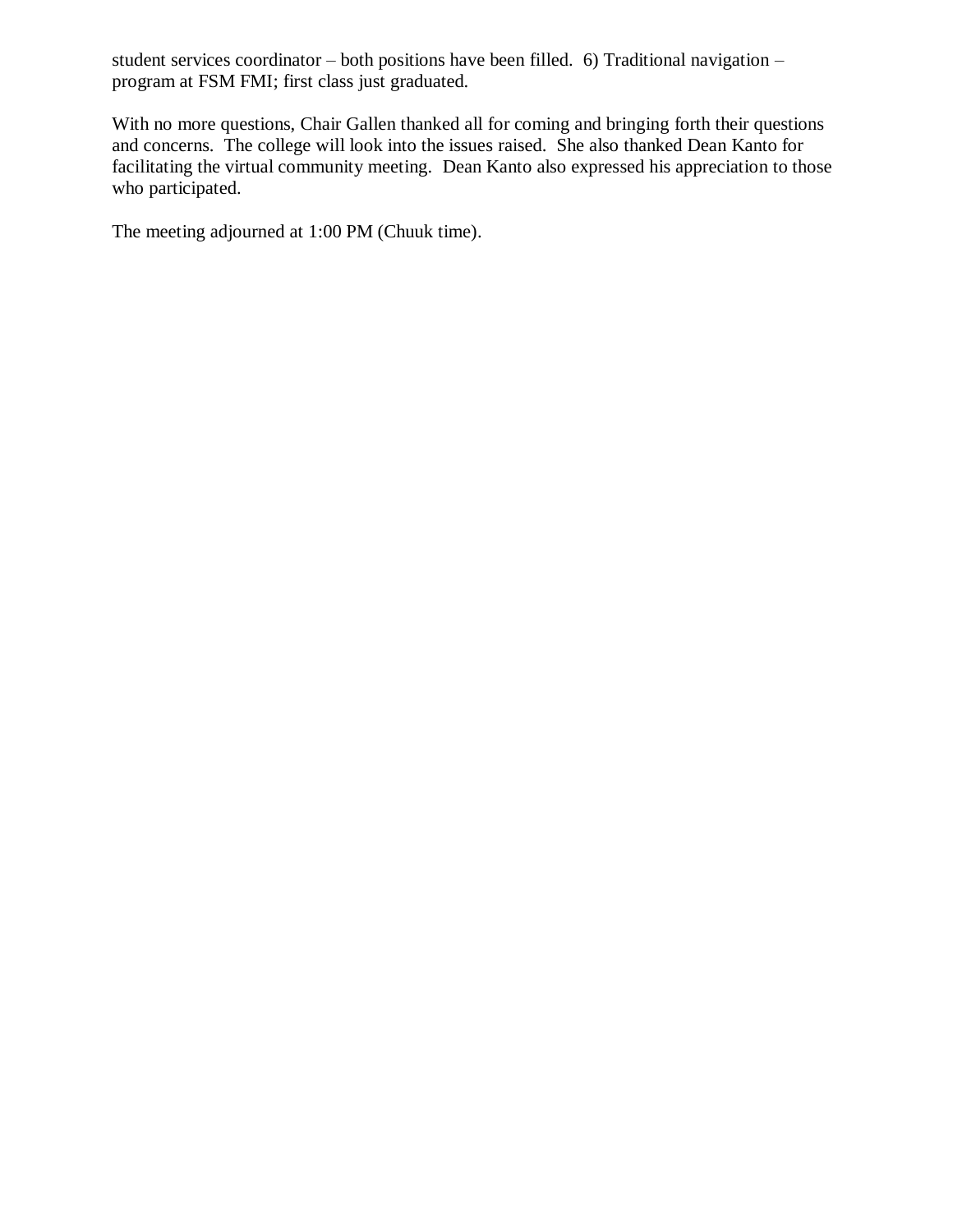student services coordinator – both positions have been filled. 6) Traditional navigation – program at FSM FMI; first class just graduated.

With no more questions, Chair Gallen thanked all for coming and bringing forth their questions and concerns. The college will look into the issues raised. She also thanked Dean Kanto for facilitating the virtual community meeting. Dean Kanto also expressed his appreciation to those who participated.

The meeting adjourned at 1:00 PM (Chuuk time).